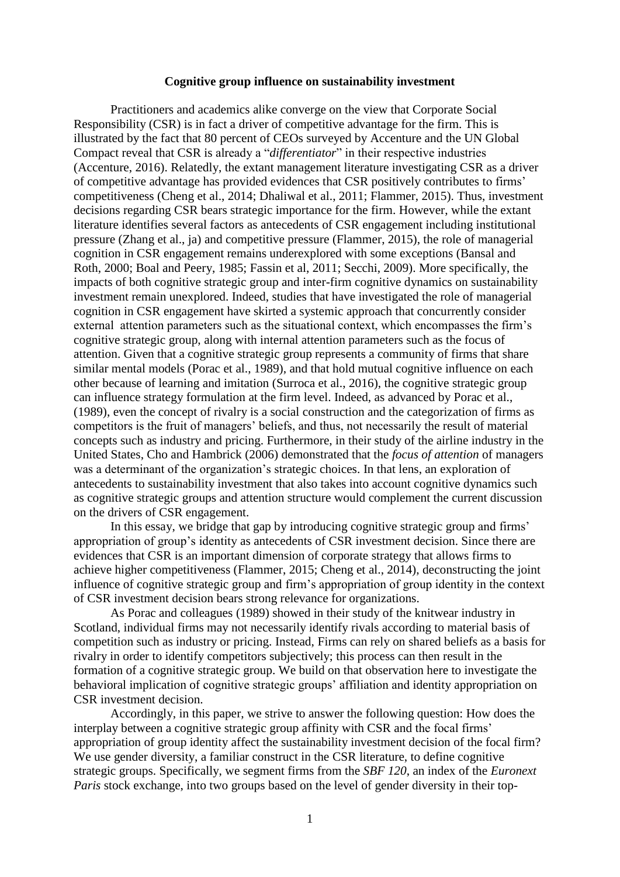**Cognitive group influence on sustainability investment**

Practitioners and academics alike converge on the view that Corporate Social Responsibility (CSR) is in fact a driver of competitive advantage for the firm. This is illustrated by the fact that 80 percent of CEOs surveyed by Accenture and the UN Global Compact reveal that CSR is already a "*differentiator*" in their respective industries (Accenture, 2016). Relatedly, the extant management literature investigating CSR as a driver of competitive advantage has provided evidences that CSR positively contributes to firms' competitiveness (Cheng et al., 2014; Dhaliwal et al., 2011; Flammer, 2015). Thus, investment decisions regarding CSR bears strategic importance for the firm. However, while the extant literature identifies several factors as antecedents of CSR engagement including institutional pressure (Zhang et al., ja) and competitive pressure (Flammer, 2015), the role of managerial cognition in CSR engagement remains underexplored with some exceptions (Bansal and Roth, 2000; Boal and Peery, 1985; Fassin et al, 2011; Secchi, 2009). More specifically, the impacts of both cognitive strategic group and inter-firm cognitive dynamics on sustainability investment remain unexplored. Indeed, studies that have investigated the role of managerial cognition in CSR engagement have skirted a systemic approach that concurrently consider external attention parameters such as the situational context, which encompasses the firm's cognitive strategic group, along with internal attention parameters such as the focus of attention. Given that a cognitive strategic group represents a community of firms that share similar mental models (Porac et al., 1989), and that hold mutual cognitive influence on each other because of learning and imitation (Surroca et al., 2016), the cognitive strategic group can influence strategy formulation at the firm level. Indeed, as advanced by Porac et al., (1989), even the concept of rivalry is a social construction and the categorization of firms as competitors is the fruit of managers' beliefs, and thus, not necessarily the result of material concepts such as industry and pricing. Furthermore, in their study of the airline industry in the United States, Cho and Hambrick (2006) demonstrated that the *focus of attention* of managers was a determinant of the organization's strategic choices. In that lens, an exploration of antecedents to sustainability investment that also takes into account cognitive dynamics such as cognitive strategic groups and attention structure would complement the current discussion on the drivers of CSR engagement.

In this essay, we bridge that gap by introducing cognitive strategic group and firms' appropriation of group's identity as antecedents of CSR investment decision. Since there are evidences that CSR is an important dimension of corporate strategy that allows firms to achieve higher competitiveness (Flammer, 2015; Cheng et al., 2014), deconstructing the joint influence of cognitive strategic group and firm's appropriation of group identity in the context of CSR investment decision bears strong relevance for organizations.

As Porac and colleagues (1989) showed in their study of the knitwear industry in Scotland, individual firms may not necessarily identify rivals according to material basis of competition such as industry or pricing. Instead, Firms can rely on shared beliefs as a basis for rivalry in order to identify competitors subjectively; this process can then result in the formation of a cognitive strategic group. We build on that observation here to investigate the behavioral implication of cognitive strategic groups' affiliation and identity appropriation on CSR investment decision.

Accordingly, in this paper, we strive to answer the following question: How does the interplay between a cognitive strategic group affinity with CSR and the focal firms' appropriation of group identity affect the sustainability investment decision of the focal firm? We use gender diversity, a familiar construct in the CSR literature, to define cognitive strategic groups. Specifically, we segment firms from the *SBF 120*, an index of the *Euronext Paris* stock exchange, into two groups based on the level of gender diversity in their top-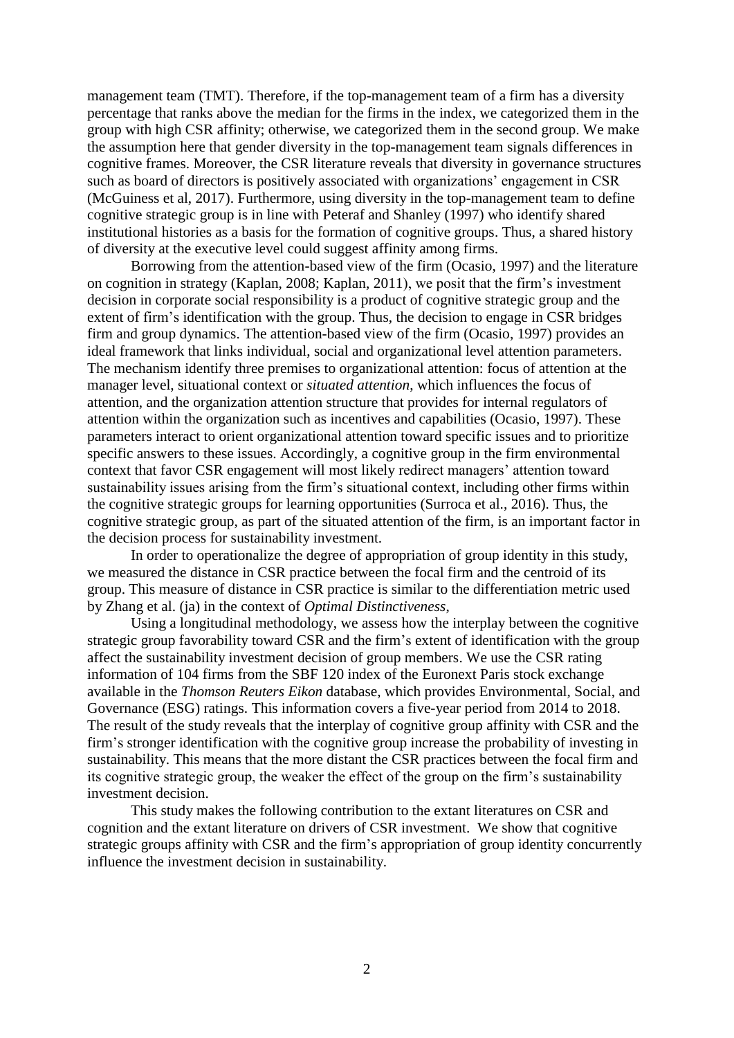management team (TMT). Therefore, if the top-management team of a firm has a diversity percentage that ranks above the median for the firms in the index, we categorized them in the group with high CSR affinity; otherwise, we categorized them in the second group. We make the assumption here that gender diversity in the top-management team signals differences in cognitive frames. Moreover, the CSR literature reveals that diversity in governance structures such as board of directors is positively associated with organizations' engagement in CSR (McGuiness et al, 2017). Furthermore, using diversity in the top-management team to define cognitive strategic group is in line with Peteraf and Shanley (1997) who identify shared institutional histories as a basis for the formation of cognitive groups. Thus, a shared history of diversity at the executive level could suggest affinity among firms.

Borrowing from the attention-based view of the firm (Ocasio, 1997) and the literature on cognition in strategy (Kaplan, 2008; Kaplan, 2011), we posit that the firm's investment decision in corporate social responsibility is a product of cognitive strategic group and the extent of firm's identification with the group. Thus, the decision to engage in CSR bridges firm and group dynamics. The attention-based view of the firm (Ocasio, 1997) provides an ideal framework that links individual, social and organizational level attention parameters. The mechanism identify three premises to organizational attention: focus of attention at the manager level, situational context or *situated attention*, which influences the focus of attention, and the organization attention structure that provides for internal regulators of attention within the organization such as incentives and capabilities (Ocasio, 1997). These parameters interact to orient organizational attention toward specific issues and to prioritize specific answers to these issues. Accordingly, a cognitive group in the firm environmental context that favor CSR engagement will most likely redirect managers' attention toward sustainability issues arising from the firm's situational context, including other firms within the cognitive strategic groups for learning opportunities (Surroca et al., 2016). Thus, the cognitive strategic group, as part of the situated attention of the firm, is an important factor in the decision process for sustainability investment.

In order to operationalize the degree of appropriation of group identity in this study, we measured the distance in CSR practice between the focal firm and the centroid of its group. This measure of distance in CSR practice is similar to the differentiation metric used by Zhang et al. (ja) in the context of *Optimal Distinctiveness*,

Using a longitudinal methodology, we assess how the interplay between the cognitive strategic group favorability toward CSR and the firm's extent of identification with the group affect the sustainability investment decision of group members. We use the CSR rating information of 104 firms from the SBF 120 index of the Euronext Paris stock exchange available in the *Thomson Reuters Eikon* database, which provides Environmental, Social, and Governance (ESG) ratings. This information covers a five-year period from 2014 to 2018. The result of the study reveals that the interplay of cognitive group affinity with CSR and the firm's stronger identification with the cognitive group increase the probability of investing in sustainability. This means that the more distant the CSR practices between the focal firm and its cognitive strategic group, the weaker the effect of the group on the firm's sustainability investment decision.

This study makes the following contribution to the extant literatures on CSR and cognition and the extant literature on drivers of CSR investment. We show that cognitive strategic groups affinity with CSR and the firm's appropriation of group identity concurrently influence the investment decision in sustainability.